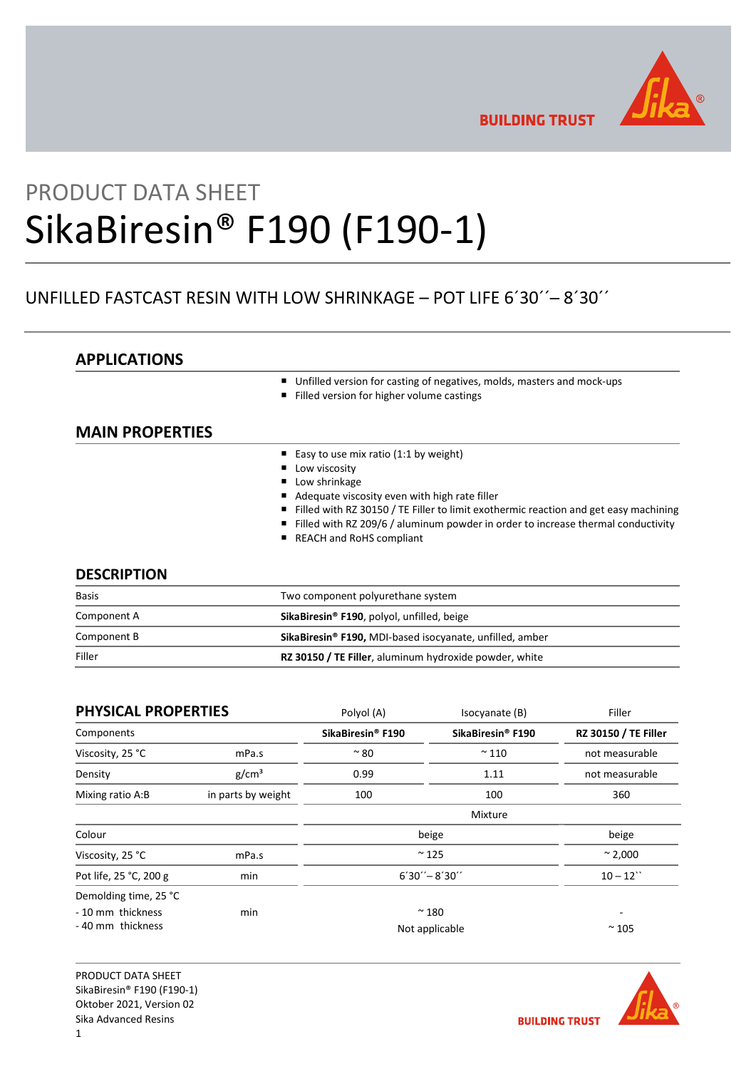PRODUCT DATA SHEET

# SikaBiresin® F190 (F190-1)

UNFILLED FASTCAST RESIN WITH LOW SHRINKAGE – POT LIFE 6´30´´– 8´30´´

## APPLICATIONS

- Unfilled version for casting of negatives, molds, masters and mock-ups
- Filled version for higher volume castings

## MAIN PROPERTIES

- Easy to use mix ratio (1:1 by weight)
- Low viscosity
- Low shrinkage
- Adequate viscosity even with high rate filler
- Filled with RZ 30150 / TE Filler to limit exothermic reaction and get easy machining
- Filled with RZ 209/6 / aluminum powder in order to increase thermal conductivity
- REACH and RoHS compliant

## DESCRIPTION

| | |
|---|---|
| Basis | Two component polyurethane system |
| Component A | **SikaBiresin® F190**, polyol, unfilled, beige |
| Component B | **SikaBiresin® F190,** MDI-based isocyanate, unfilled, amber |
| Filler | **RZ 30150 / TE Filler**, aluminum hydroxide powder, white |

## PHYSICAL PROPERTIES

| | | Polyol (A) | Isocyanate (B) | Filler |
|---|---|---|---|---|
| Components | | **SikaBiresin® F190** | **SikaBiresin® F190** | **RZ 30150 / TE Filler** |
| Viscosity, 25 °C | mPa.s | ~ 80 | ~ 110 | not measurable |
| Density | g/cm³ | 0.99 | 1.11 | not measurable |
| Mixing ratio A:B | in parts by weight | 100 | 100 | 360 |
| | | Mixture | | |
| Colour | | beige | | beige |
| Viscosity, 25 °C | mPa.s | ~ 125 | | ~ 2,000 |
| Pot life, 25 °C, 200 g | min | 6´30´´– 8´30´´ | | 10 – 12`` |
| Demolding time, 25 °C | | | | |
| - 10 mm thickness | min | ~ 180 | | - |
| - 40 mm thickness | | Not applicable | | ~ 105 |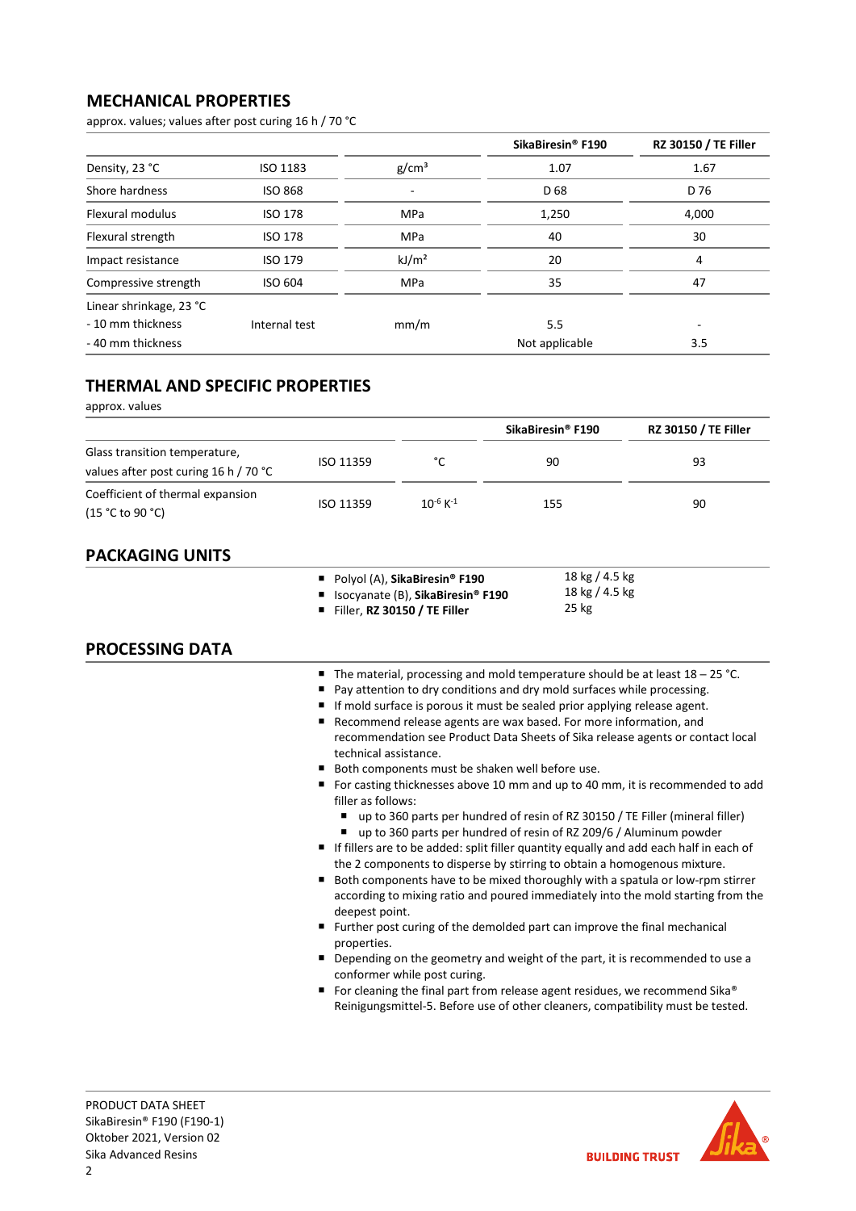## MECHANICAL PROPERTIES

approx. values; values after post curing 16 h / 70 °C

| | | | SikaBiresin® F190 | RZ 30150 / TE Filler |
|---|---|---|---|---|
| Density, 23 °C | ISO 1183 | $g/cm^3$ | 1.07 | 1.67 |
| Shore hardness | ISO 868 | - | D 68 | D 76 |
| Flexural modulus | ISO 178 | MPa | 1,250 | 4,000 |
| Flexural strength | ISO 178 | MPa | 40 | 30 |
| Impact resistance | ISO 179 | $kJ/m^2$ | 20 | 4 |
| Compressive strength | ISO 604 | MPa | 35 | 47 |
| Linear shrinkage, 23 °C<br>- 10 mm thickness<br>- 40 mm thickness | Internal test | mm/m | 5.5<br>Not applicable | -<br>3.5 |

## THERMAL AND SPECIFIC PROPERTIES

approx. values

| | | | SikaBiresin® F190 | RZ 30150 / TE Filler |
|---|---|---|---|---|
| Glass transition temperature, values after post curing 16 h / 70 °C | ISO 11359 | °C | 90 | 93 |
| Coefficient of thermal expansion (15 °C to 90 °C) | ISO 11359 | $10^{-6} K^{-1}$ | 155 | 90 |

## PACKAGING UNITS

- Polyol (A), **SikaBiresin® F190** — 18 kg / 4.5 kg
- Isocyanate (B), **SikaBiresin® F190** — 18 kg / 4.5 kg
- Filler, **RZ 30150 / TE Filler** — 25 kg

## PROCESSING DATA

- The material, processing and mold temperature should be at least 18 – 25 °C.
- Pay attention to dry conditions and dry mold surfaces while processing.
- If mold surface is porous it must be sealed prior applying release agent.
- Recommend release agents are wax based. For more information, and recommendation see Product Data Sheets of Sika release agents or contact local technical assistance.
- Both components must be shaken well before use.
- For casting thicknesses above 10 mm and up to 40 mm, it is recommended to add filler as follows:
  - up to 360 parts per hundred of resin of RZ 30150 / TE Filler (mineral filler)
  - up to 360 parts per hundred of resin of RZ 209/6 / Aluminum powder
- If fillers are to be added: split filler quantity equally and add each half in each of the 2 components to disperse by stirring to obtain a homogenous mixture.
- Both components have to be mixed thoroughly with a spatula or low-rpm stirrer according to mixing ratio and poured immediately into the mold starting from the deepest point.
- Further post curing of the demolded part can improve the final mechanical properties.
- Depending on the geometry and weight of the part, it is recommended to use a conformer while post curing.
- For cleaning the final part from release agent residues, we recommend Sika® Reinigungsmittel-5. Before use of other cleaners, compatibility must be tested.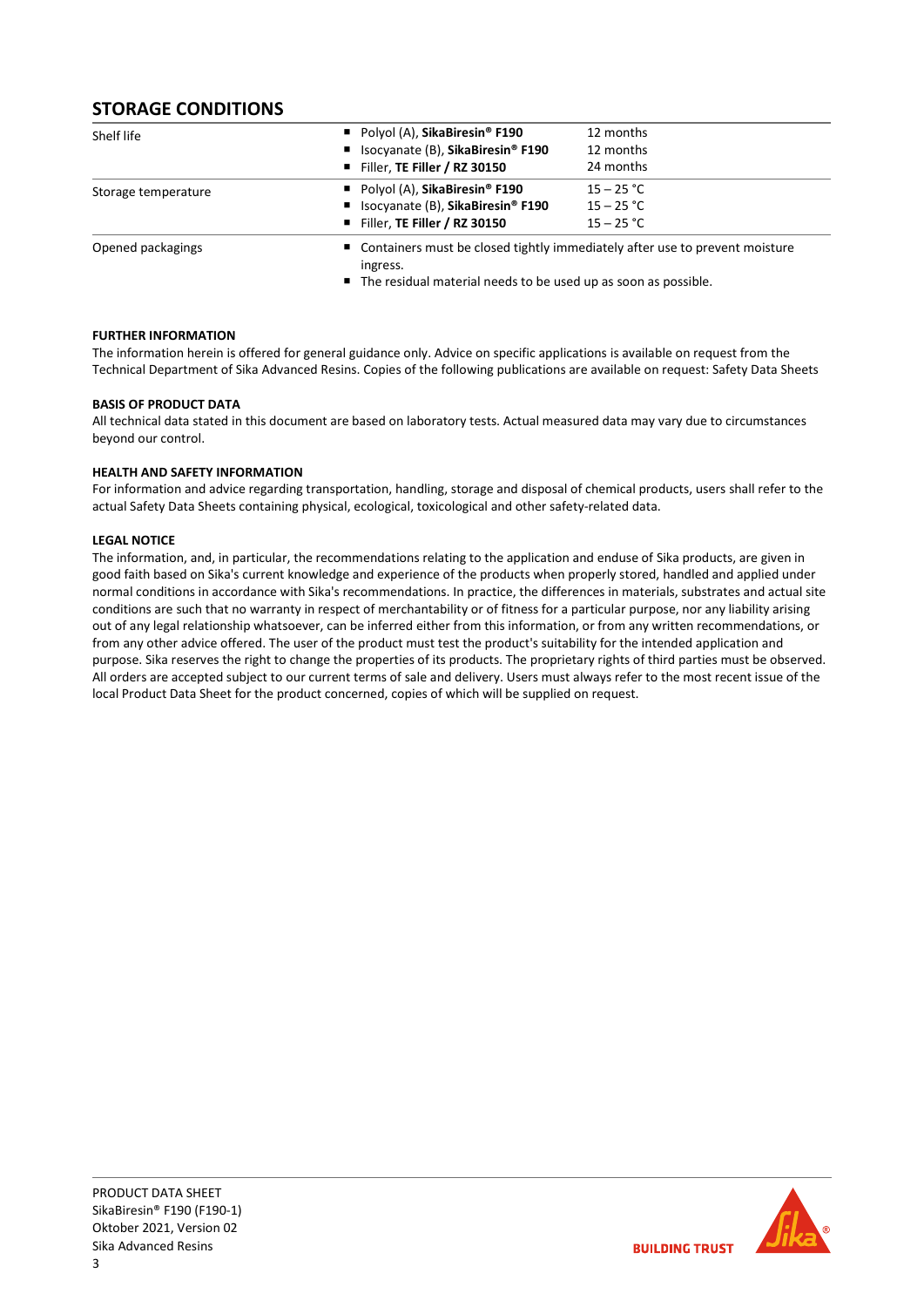## STORAGE CONDITIONS

| | | |
|---|---|---|
| Shelf life | ■ Polyol (A), **SikaBiresin® F190**<br>■ Isocyanate (B), **SikaBiresin® F190**<br>■ Filler, **TE Filler / RZ 30150** | 12 months<br>12 months<br>24 months |
| Storage temperature | ■ Polyol (A), **SikaBiresin® F190**<br>■ Isocyanate (B), **SikaBiresin® F190**<br>■ Filler, **TE Filler / RZ 30150** | 15 – 25 °C<br>15 – 25 °C<br>15 – 25 °C |
| Opened packagings | ■ Containers must be closed tightly immediately after use to prevent moisture ingress.<br>■ The residual material needs to be used up as soon as possible. | |

**FURTHER INFORMATION**

The information herein is offered for general guidance only. Advice on specific applications is available on request from the Technical Department of Sika Advanced Resins. Copies of the following publications are available on request: Safety Data Sheets

**BASIS OF PRODUCT DATA**

All technical data stated in this document are based on laboratory tests. Actual measured data may vary due to circumstances beyond our control.

**HEALTH AND SAFETY INFORMATION**

For information and advice regarding transportation, handling, storage and disposal of chemical products, users shall refer to the actual Safety Data Sheets containing physical, ecological, toxicological and other safety-related data.

**LEGAL NOTICE**

The information, and, in particular, the recommendations relating to the application and enduse of Sika products, are given in good faith based on Sika's current knowledge and experience of the products when properly stored, handled and applied under normal conditions in accordance with Sika's recommendations. In practice, the differences in materials, substrates and actual site conditions are such that no warranty in respect of merchantability or of fitness for a particular purpose, nor any liability arising out of any legal relationship whatsoever, can be inferred either from this information, or from any written recommendations, or from any other advice offered. The user of the product must test the product's suitability for the intended application and purpose. Sika reserves the right to change the properties of its products. The proprietary rights of third parties must be observed. All orders are accepted subject to our current terms of sale and delivery. Users must always refer to the most recent issue of the local Product Data Sheet for the product concerned, copies of which will be supplied on request.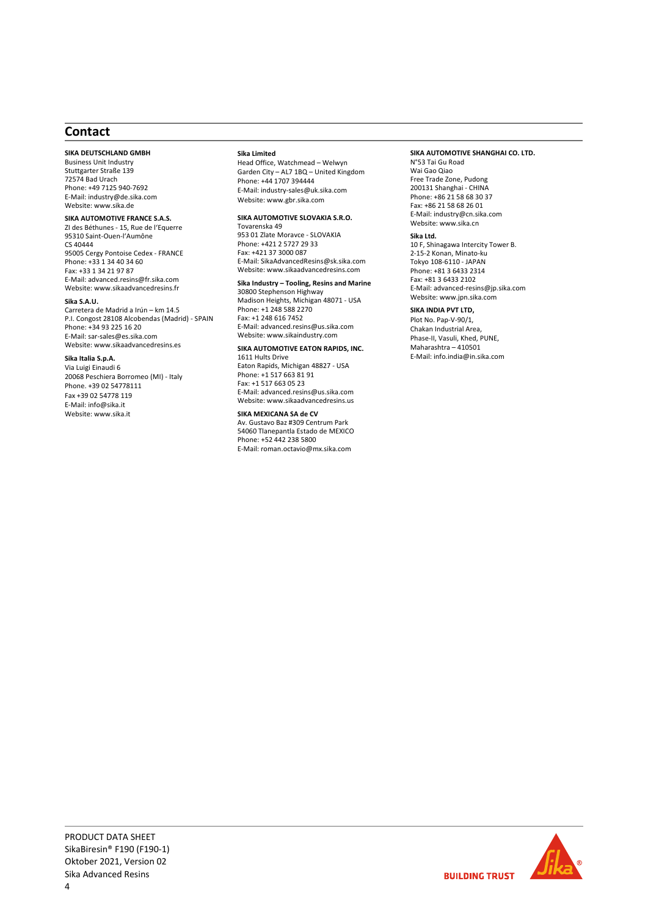## Contact

**SIKA DEUTSCHLAND GMBH**
Business Unit Industry
Stuttgarter Straße 139
72574 Bad Urach
Phone: +49 7125 940-7692
E-Mail: industry@de.sika.com
Website: www.sika.de

**SIKA AUTOMOTIVE FRANCE S.A.S.**
ZI des Béthunes - 15, Rue de l'Equerre
95310 Saint-Ouen-l'Aumône
CS 40444
95005 Cergy Pontoise Cedex - FRANCE
Phone: +33 1 34 40 34 60
Fax: +33 1 34 21 97 87
E-Mail: advanced.resins@fr.sika.com
Website: www.sikaadvancedresins.fr

**Sika S.A.U.**
Carretera de Madrid a Irún – km 14.5
P.I. Congost 28108 Alcobendas (Madrid) - SPAIN
Phone: +34 93 225 16 20
E-Mail: sar-sales@es.sika.com
Website: www.sikaadvancedresins.es

**Sika Italia S.p.A.**
Via Luigi Einaudi 6
20068 Peschiera Borromeo (MI) - Italy
Phone. +39 02 54778111
Fax +39 02 54778 119
E-Mail: info@sika.it
Website: www.sika.it

**Sika Limited**
Head Office, Watchmead – Welwyn
Garden City – AL7 1BQ – United Kingdom
Phone: +44 1707 394444
E-Mail: industry-sales@uk.sika.com
Website: www.gbr.sika.com

**SIKA AUTOMOTIVE SLOVAKIA S.R.O.**
Tovarenska 49
953 01 Zlate Moravce - SLOVAKIA
Phone: +421 2 5727 29 33
Fax: +421 37 3000 087
E-Mail: SikaAdvancedResins@sk.sika.com
Website: www.sikaadvancedresins.com

**Sika Industry – Tooling, Resins and Marine**
30800 Stephenson Highway
Madison Heights, Michigan 48071 - USA
Phone: +1 248 588 2270
Fax: +1 248 616 7452
E-Mail: advanced.resins@us.sika.com
Website: www.sikaindustry.com

**SIKA AUTOMOTIVE EATON RAPIDS, INC.**
1611 Hults Drive
Eaton Rapids, Michigan 48827 - USA
Phone: +1 517 663 81 91
Fax: +1 517 663 05 23
E-Mail: advanced.resins@us.sika.com
Website: www.sikaadvancedresins.us

**SIKA MEXICANA SA de CV**
Av. Gustavo Baz #309 Centrum Park
54060 Tlanepantla Estado de MEXICO
Phone: +52 442 238 5800
E-Mail: roman.octavio@mx.sika.com

**SIKA AUTOMOTIVE SHANGHAI CO. LTD.**
N°53 Tai Gu Road
Wai Gao Qiao
Free Trade Zone, Pudong
200131 Shanghai - CHINA
Phone: +86 21 58 68 30 37
Fax: +86 21 58 68 26 01
E-Mail: industry@cn.sika.com
Website: www.sika.cn

**Sika Ltd.**
10 F, Shinagawa Intercity Tower B.
2-15-2 Konan, Minato-ku
Tokyo 108-6110 - JAPAN
Phone: +81 3 6433 2314
Fax: +81 3 6433 2102
E-Mail: advanced-resins@jp.sika.com
Website: www.jpn.sika.com

**SIKA INDIA PVT LTD,**
Plot No. Pap-V-90/1,
Chakan Industrial Area,
Phase-II, Vasuli, Khed, PUNE,
Maharashtra – 410501
E-Mail: info.india@in.sika.com

PRODUCT DATA SHEET
SikaBiresin® F190 (F190-1)
Oktober 2021, Version 02
Sika Advanced Resins

BUILDING TRUST